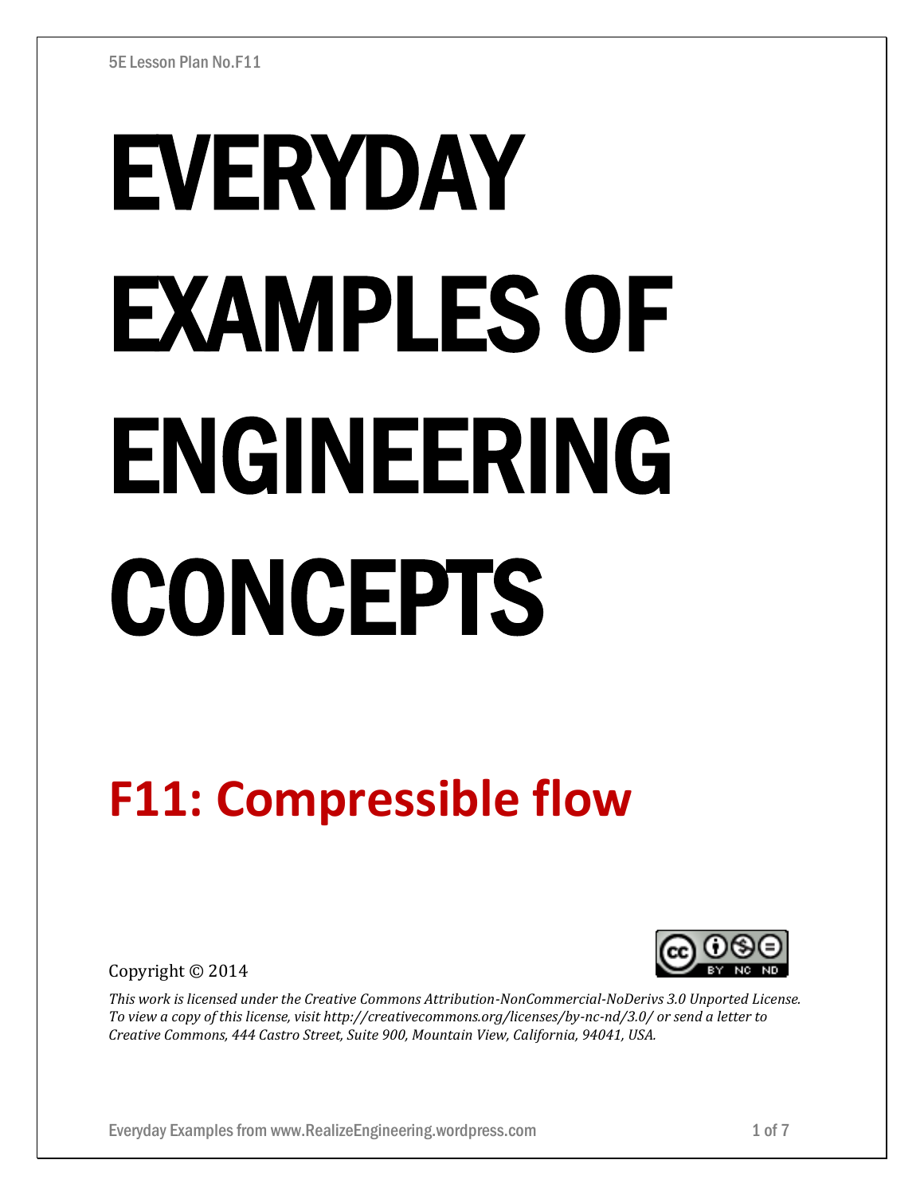5E Lesson Plan No.F11

# EVERYDAY EXAMPLES OF ENGINEERING CONCEPTS

## F11: Compressible flow

Copyright © 2014

*This work is licensed under the Creative Commons Attribution-NonCommercial-NoDerivs 3.0 Unported License. To view a copy of this license, visit http://creativecommons.org/licenses/by-nc-nd/3.0/ or send a letter to Creative Commons, 444 Castro Street, Suite 900, Mountain View, California, 94041, USA.*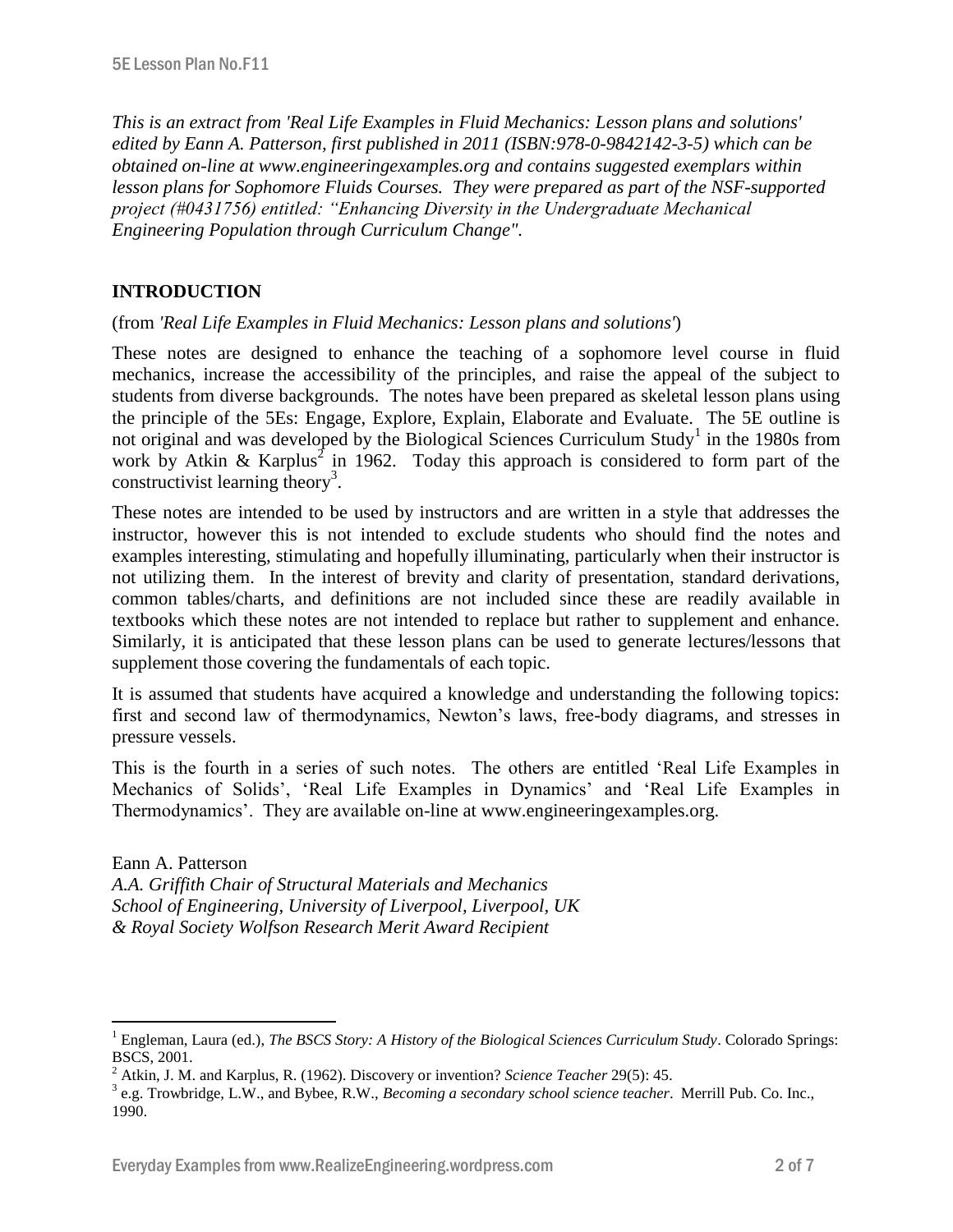*This is an extract from 'Real Life Examples in Fluid Mechanics: Lesson plans and solutions' edited by Eann A. Patterson, first published in 2011 (ISBN:978-0-9842142-3-5) which can be obtained on-line at www.engineeringexamples.org and contains suggested exemplars within lesson plans for Sophomore Fluids Courses. They were prepared as part of the NSF-supported project (#0431756) entitled: "Enhancing Diversity in the Undergraduate Mechanical Engineering Population through Curriculum Change".*

## INTRODUCTION

(from *'Real Life Examples in Fluid Mechanics: Lesson plans and solutions'*)

These notes are designed to enhance the teaching of a sophomore level course in fluid mechanics, increase the accessibility of the principles, and raise the appeal of the subject to students from diverse backgrounds. The notes have been prepared as skeletal lesson plans using the principle of the 5Es: Engage, Explore, Explain, Elaborate and Evaluate. The 5E outline is not original and was developed by the Biological Sciences Curriculum Study[1] in the 1980s from work by Atkin & Karplus[2] in 1962. Today this approach is considered to form part of the constructivist learning theory[3].

These notes are intended to be used by instructors and are written in a style that addresses the instructor, however this is not intended to exclude students who should find the notes and examples interesting, stimulating and hopefully illuminating, particularly when their instructor is not utilizing them. In the interest of brevity and clarity of presentation, standard derivations, common tables/charts, and definitions are not included since these are readily available in textbooks which these notes are not intended to replace but rather to supplement and enhance. Similarly, it is anticipated that these lesson plans can be used to generate lectures/lessons that supplement those covering the fundamentals of each topic.

It is assumed that students have acquired a knowledge and understanding the following topics: first and second law of thermodynamics, Newton's laws, free-body diagrams, and stresses in pressure vessels.

This is the fourth in a series of such notes. The others are entitled 'Real Life Examples in Mechanics of Solids', 'Real Life Examples in Dynamics' and 'Real Life Examples in Thermodynamics'. They are available on-line at www.engineeringexamples.org.

Eann A. Patterson
*A.A. Griffith Chair of Structural Materials and Mechanics*
*School of Engineering, University of Liverpool, Liverpool, UK*
*& Royal Society Wolfson Research Merit Award Recipient*

---

[1] Engleman, Laura (ed.), *The BSCS Story: A History of the Biological Sciences Curriculum Study*. Colorado Springs: BSCS, 2001.

[2] Atkin, J. M. and Karplus, R. (1962). Discovery or invention? *Science Teacher* 29(5): 45.

[3] e.g. Trowbridge, L.W., and Bybee, R.W., *Becoming a secondary school science teacher*. Merrill Pub. Co. Inc., 1990.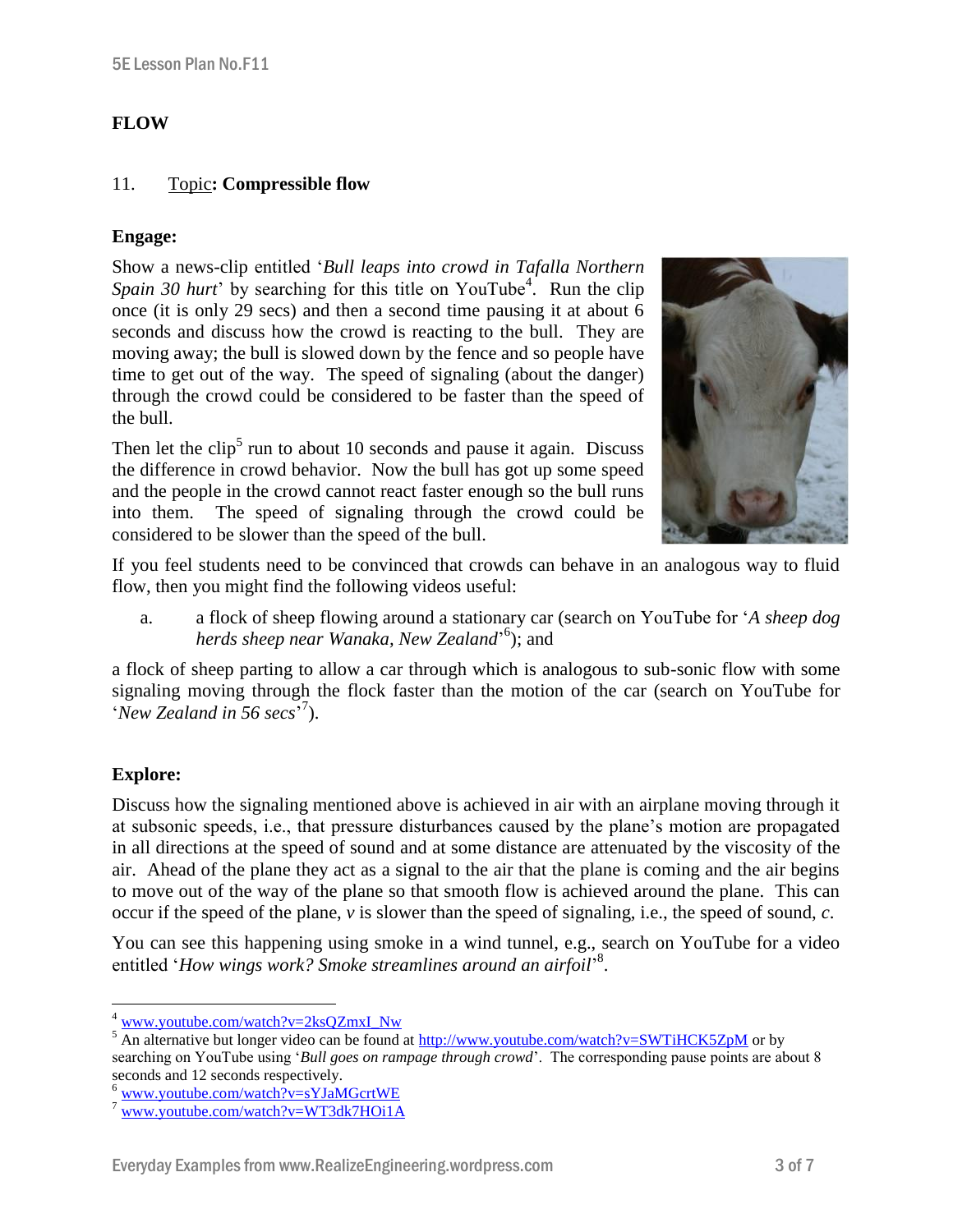# FLOW

## 11. Topic: Compressible flow

**Engage:**

Show a news-clip entitled '*Bull leaps into crowd in Tafalla Northern Spain 30 hurt*' by searching for this title on YouTube[4]. Run the clip once (it is only 29 secs) and then a second time pausing it at about 6 seconds and discuss how the crowd is reacting to the bull. They are moving away; the bull is slowed down by the fence and so people have time to get out of the way. The speed of signaling (about the danger) through the crowd could be considered to be faster than the speed of the bull.

Then let the clip[5] run to about 10 seconds and pause it again. Discuss the difference in crowd behavior. Now the bull has got up some speed and the people in the crowd cannot react faster enough so the bull runs into them. The speed of signaling through the crowd could be considered to be slower than the speed of the bull.

If you feel students need to be convinced that crowds can behave in an analogous way to fluid flow, then you might find the following videos useful:

a. a flock of sheep flowing around a stationary car (search on YouTube for '*A sheep dog herds sheep near Wanaka, New Zealand*'[6]); and

a flock of sheep parting to allow a car through which is analogous to sub-sonic flow with some signaling moving through the flock faster than the motion of the car (search on YouTube for '*New Zealand in 56 secs*'[7]).

**Explore:**

Discuss how the signaling mentioned above is achieved in air with an airplane moving through it at subsonic speeds, i.e., that pressure disturbances caused by the plane's motion are propagated in all directions at the speed of sound and at some distance are attenuated by the viscosity of the air. Ahead of the plane they act as a signal to the air that the plane is coming and the air begins to move out of the way of the plane so that smooth flow is achieved around the plane. This can occur if the speed of the plane, $v$ is slower than the speed of signaling, i.e., the speed of sound, $c$.

You can see this happening using smoke in a wind tunnel, e.g., search on YouTube for a video entitled '*How wings work? Smoke streamlines around an airfoil*'[8].

---

[4] www.youtube.com/watch?v=2ksQZmxI_Nw

[5] An alternative but longer video can be found at http://www.youtube.com/watch?v=SWTiHCK5ZpM or by searching on YouTube using '*Bull goes on rampage through crowd*'. The corresponding pause points are about 8 seconds and 12 seconds respectively.

[6] www.youtube.com/watch?v=sYJaMGcrtWE

[7] www.youtube.com/watch?v=WT3dk7HOi1A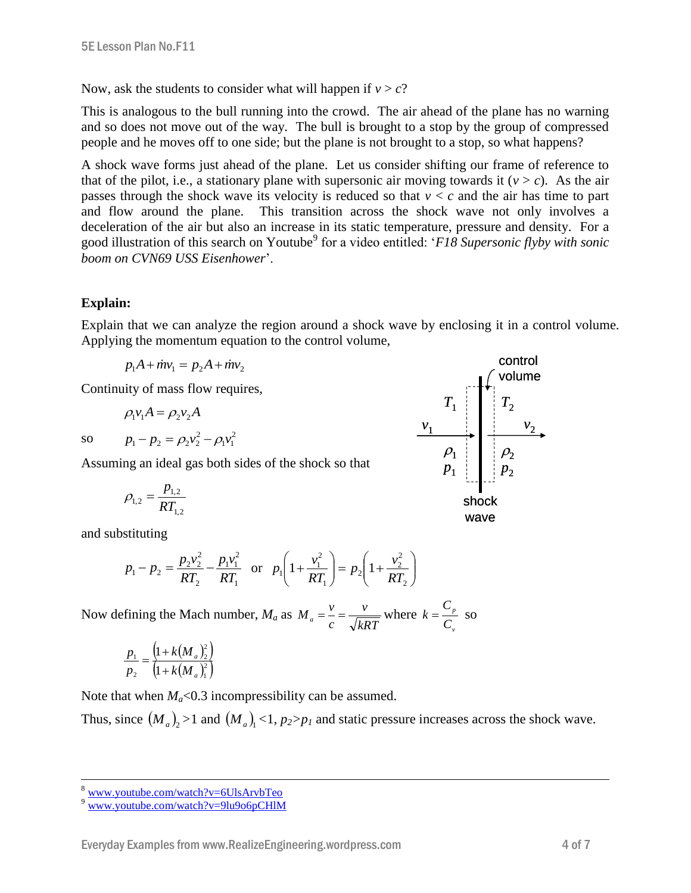Now, ask the students to consider what will happen if $v > c$?

This is analogous to the bull running into the crowd. The air ahead of the plane has no warning and so does not move out of the way. The bull is brought to a stop by the group of compressed people and he moves off to one side; but the plane is not brought to a stop, so what happens?

A shock wave forms just ahead of the plane. Let us consider shifting our frame of reference to that of the pilot, i.e., a stationary plane with supersonic air moving towards it ($v > c$). As the air passes through the shock wave its velocity is reduced so that $v < c$ and the air has time to part and flow around the plane. This transition across the shock wave not only involves a deceleration of the air but also an increase in its static temperature, pressure and density. For a good illustration of this search on Youtube[9] for a video entitled: '*F18 Supersonic flyby with sonic boom on CVN69 USS Eisenhower*'.

**Explain:**

Explain that we can analyze the region around a shock wave by enclosing it in a control volume. Applying the momentum equation to the control volume,

$$p_1 A + \dot{m}v_1 = p_2 A + \dot{m}v_2$$

Continuity of mass flow requires,

$$\rho_1 v_1 A = \rho_2 v_2 A$$

so

$$p_1 - p_2 = \rho_2 v_2^2 - \rho_1 v_1^2$$

Assuming an ideal gas both sides of the shock so that

$$\rho_{1,2} = \frac{p_{1,2}}{RT_{1,2}}$$

control volume

$T_1$ $T_2$

$v_1$ $v_2$

$\rho_1$ $\rho_2$

$p_1$ $p_2$

shock wave

and substituting

$$p_1 - p_2 = \frac{p_2 v_2^2}{RT_2} - \frac{p_1 v_1^2}{RT_1} \quad \text{or} \quad p_1\left(1 + \frac{v_1^2}{RT_1}\right) = p_2\left(1 + \frac{v_2^2}{RT_2}\right)$$

Now defining the Mach number, $M_a$ as $M_a = \frac{v}{c} = \frac{v}{\sqrt{kRT}}$ where $k = \frac{C_p}{C_v}$ so

$$\frac{p_1}{p_2} = \frac{\left(1 + k(M_a)_2^2\right)}{\left(1 + k(M_a)_1^2\right)}$$

Note that when $M_a$<0.3 incompressibility can be assumed.

Thus, since $(M_a)_2 > 1$ and $(M_a)_1 < 1$, $p_2 > p_1$ and static pressure increases across the shock wave.

---

[8] www.youtube.com/watch?v=6UlsArvbTeo

[9] www.youtube.com/watch?v=9lu9o6pCHlM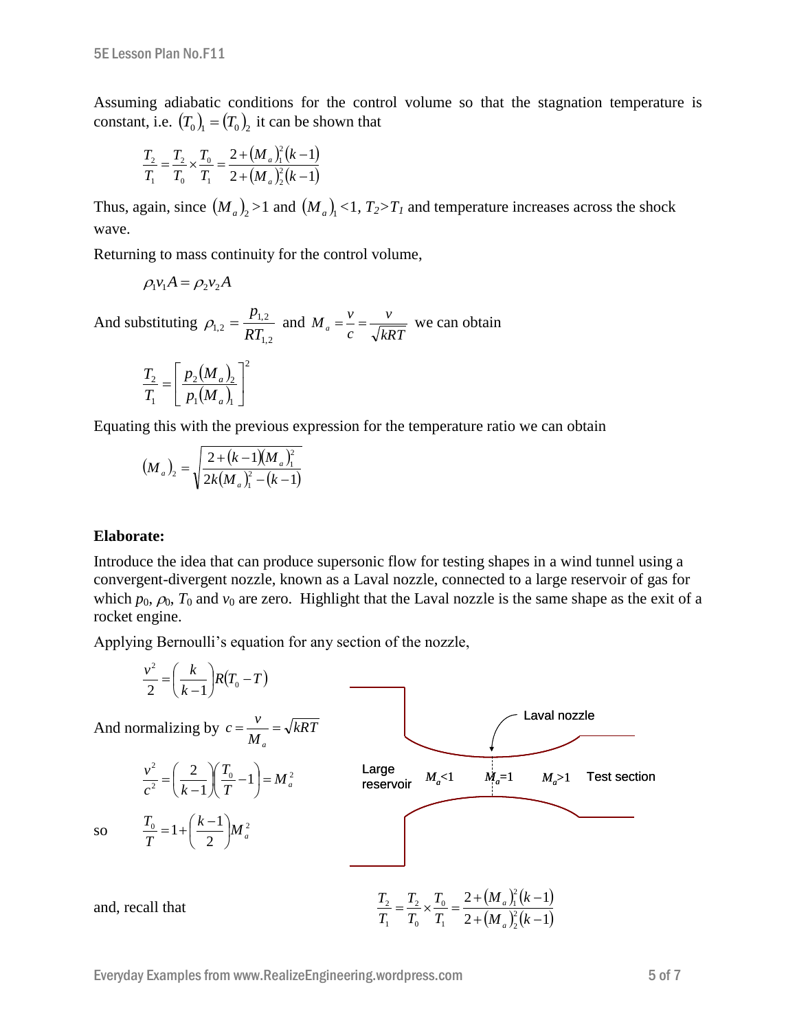Assuming adiabatic conditions for the control volume so that the stagnation temperature is constant, i.e. $(T_0)_1 = (T_0)_2$ it can be shown that

$$\frac{T_2}{T_1} = \frac{T_2}{T_0} \times \frac{T_0}{T_1} = \frac{2 + (M_a)_1^2 (k-1)}{2 + (M_a)_2^2 (k-1)}$$

Thus, again, since $(M_a)_2 > 1$ and $(M_a)_1 < 1$, $T_2 > T_1$ and temperature increases across the shock wave.

Returning to mass continuity for the control volume,

$$\rho_1 v_1 A = \rho_2 v_2 A$$

And substituting $\rho_{1,2} = \dfrac{p_{1,2}}{RT_{1,2}}$ and $M_a = \dfrac{v}{c} = \dfrac{v}{\sqrt{kRT}}$ we can obtain

$$\frac{T_2}{T_1} = \left[ \frac{p_2 (M_a)_2}{p_1 (M_a)_1} \right]^2$$

Equating this with the previous expression for the temperature ratio we can obtain

$$(M_a)_2 = \sqrt{\frac{2 + (k-1)(M_a)_1^2}{2k(M_a)_1^2 - (k-1)}}$$

**Elaborate:**

Introduce the idea that can produce supersonic flow for testing shapes in a wind tunnel using a convergent-divergent nozzle, known as a Laval nozzle, connected to a large reservoir of gas for which $p_0$, $\rho_0$, $T_0$ and $v_0$ are zero. Highlight that the Laval nozzle is the same shape as the exit of a rocket engine.

Applying Bernoulli's equation for any section of the nozzle,

$$\frac{v^2}{2} = \left( \frac{k}{k-1} \right) R (T_0 - T)$$

And normalizing by $c = \dfrac{v}{M_a} = \sqrt{kRT}$

$$\frac{v^2}{c^2} = \left( \frac{2}{k-1} \right) \left( \frac{T_0}{T} - 1 \right) = M_a^2$$

so $$\frac{T_0}{T} = 1 + \left( \frac{k-1}{2} \right) M_a^2$$

Laval nozzle — Large reservoir: $M_a < 1$; throat: $M_a = 1$; $M_a > 1$ Test section

and, recall that

$$\frac{T_2}{T_1} = \frac{T_2}{T_0} \times \frac{T_0}{T_1} = \frac{2 + (M_a)_1^2 (k-1)}{2 + (M_a)_2^2 (k-1)}$$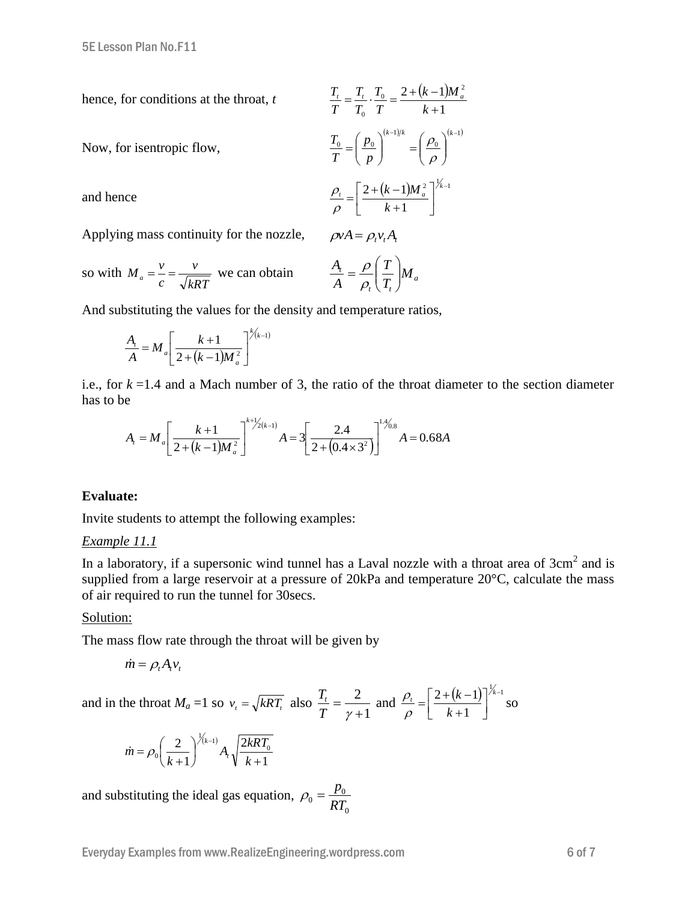hence, for conditions at the throat, $t$ $\qquad \dfrac{T_t}{T} = \dfrac{T_t}{T_0} \cdot \dfrac{T_0}{T} = \dfrac{2+(k-1)M_a^2}{k+1}$

Now, for isentropic flow, $\qquad \dfrac{T_0}{T} = \left(\dfrac{p_0}{p}\right)^{(k-1)/k} = \left(\dfrac{\rho_0}{\rho}\right)^{(k-1)}$

and hence $\qquad \dfrac{\rho_t}{\rho} = \left[\dfrac{2+(k-1)M_a^2}{k+1}\right]^{1/k-1}$

Applying mass continuity for the nozzle, $\qquad \rho v A = \rho_t v_t A_t$

so with $M_a = \dfrac{v}{c} = \dfrac{v}{\sqrt{kRT}}$ we can obtain $\qquad \dfrac{A_t}{A} = \dfrac{\rho}{\rho_t}\left(\dfrac{T}{T_t}\right) M_a$

And substituting the values for the density and temperature ratios,

$$\frac{A_t}{A} = M_a \left[\frac{k+1}{2+(k-1)M_a^2}\right]^{k/(k-1)}$$

i.e., for $k$ =1.4 and a Mach number of 3, the ratio of the throat diameter to the section diameter has to be

$$A_t = M_a \left[\frac{k+1}{2+(k-1)M_a^2}\right]^{k+1/2(k-1)} A = 3\left[\frac{2.4}{2+(0.4\times 3^2)}\right]^{1.4/0.8} A = 0.68A$$

**Evaluate:**

Invite students to attempt the following examples:

*Example 11.1*

In a laboratory, if a supersonic wind tunnel has a Laval nozzle with a throat area of 3cm[2] and is supplied from a large reservoir at a pressure of 20kPa and temperature 20°C, calculate the mass of air required to run the tunnel for 30secs.

Solution:

The mass flow rate through the throat will be given by

$$\dot{m} = \rho_t A_t v_t$$

and in the throat $M_a$ =1 so $v_t = \sqrt{kRT_t}$ also $\dfrac{T_t}{T} = \dfrac{2}{\gamma+1}$ and $\dfrac{\rho_t}{\rho} = \left[\dfrac{2+(k-1)}{k+1}\right]^{1/k-1}$ so

$$\dot{m} = \rho_0 \left(\frac{2}{k+1}\right)^{1/(k-1)} A_t \sqrt{\frac{2kRT_0}{k+1}}$$

and substituting the ideal gas equation, $\rho_0 = \dfrac{p_0}{RT_0}$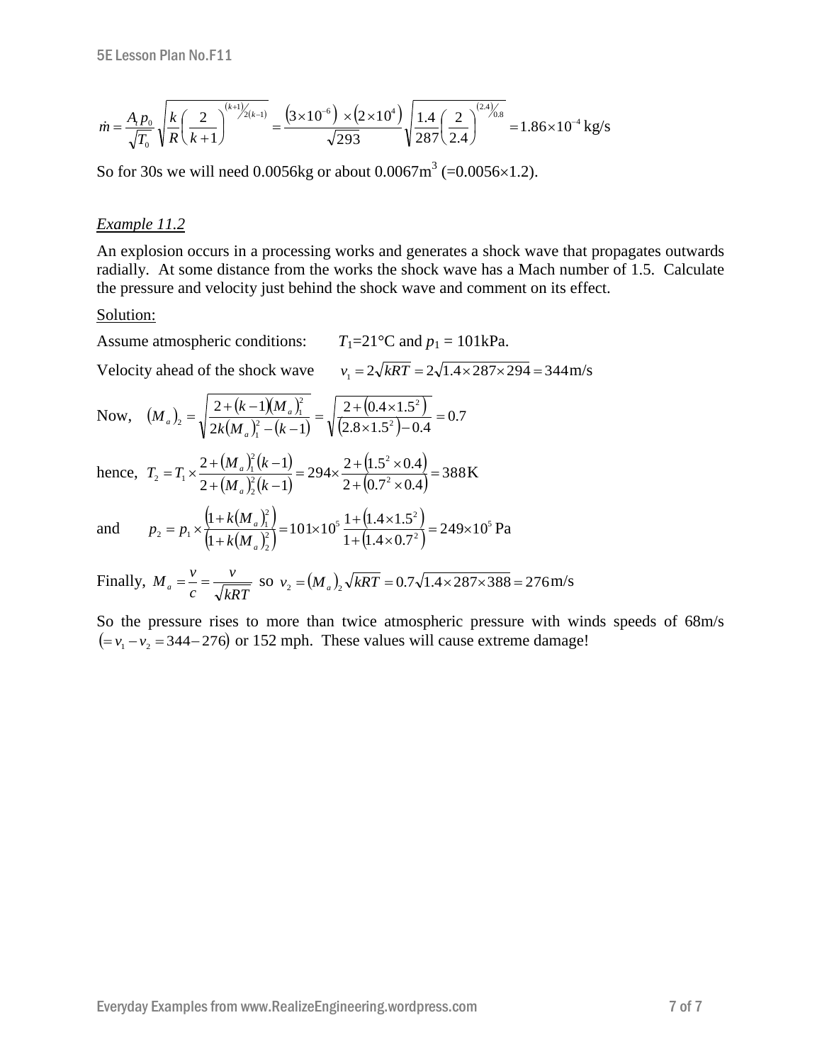$$\dot{m} = \frac{A_1 p_0}{\sqrt{T_0}} \sqrt{\frac{k}{R}\left(\frac{2}{k+1}\right)^{(k+1)/2(k-1)}} = \frac{\left(3\times10^{-6}\right)\times\left(2\times10^{4}\right)}{\sqrt{293}} \sqrt{\frac{1.4}{287}\left(\frac{2}{2.4}\right)^{(2.4)/0.8}} = 1.86\times10^{-4}\text{ kg/s}$$

So for 30s we will need 0.0056kg or about 0.0067m$^3$ (=0.0056×1.2).

*Example 11.2*

An explosion occurs in a processing works and generates a shock wave that propagates outwards radially. At some distance from the works the shock wave has a Mach number of 1.5. Calculate the pressure and velocity just behind the shock wave and comment on its effect.

Solution:

Assume atmospheric conditions: $T_1$=21°C and $p_1$ = 101kPa.

Velocity ahead of the shock wave $v_1 = 2\sqrt{kRT} = 2\sqrt{1.4\times287\times294} = 344\text{m/s}$

Now, $(M_a)_2 = \sqrt{\dfrac{2+(k-1)(M_a)_1^2}{2k(M_a)_1^2-(k-1)}} = \sqrt{\dfrac{2+\left(0.4\times1.5^2\right)}{\left(2.8\times1.5^2\right)-0.4}} = 0.7$

hence, $T_2 = T_1 \times \dfrac{2+(M_a)_1^2(k-1)}{2+(M_a)_2^2(k-1)} = 294\times\dfrac{2+\left(1.5^2\times0.4\right)}{2+\left(0.7^2\times0.4\right)} = 388\text{K}$

and $p_2 = p_1 \times \dfrac{\left(1+k(M_a)_1^2\right)}{\left(1+k(M_a)_2^2\right)} = 101\times10^5\,\dfrac{1+\left(1.4\times1.5^2\right)}{1+\left(1.4\times0.7^2\right)} = 249\times10^5\text{ Pa}$

Finally, $M_a = \dfrac{v}{c} = \dfrac{v}{\sqrt{kRT}}$ so $v_2 = (M_a)_2\sqrt{kRT} = 0.7\sqrt{1.4\times287\times388} = 276\text{m/s}$

So the pressure rises to more than twice atmospheric pressure with winds speeds of 68m/s $\left(= v_1 - v_2 = 344 - 276\right)$ or 152 mph. These values will cause extreme damage!